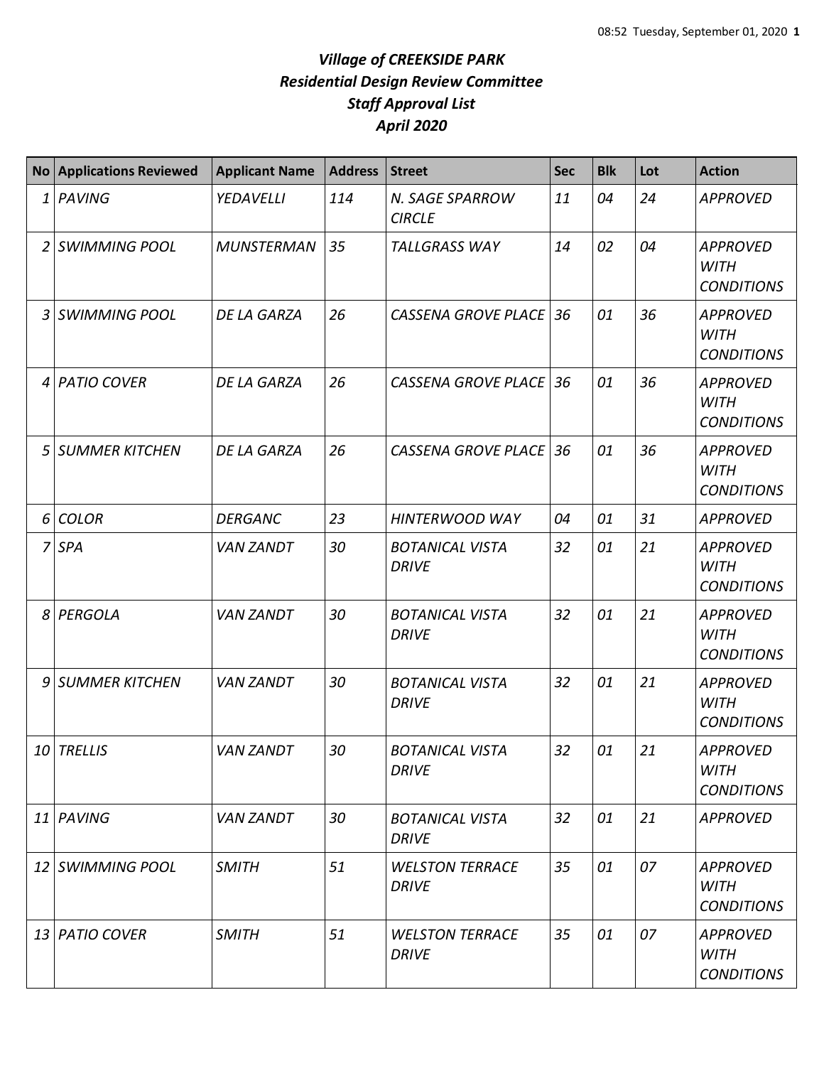# *Village of CREEKSIDE PARK*
## *Residential Design Review Committee*
## *Staff Approval List*
## *April 2020*

| No | Applications Reviewed | Applicant Name | Address | Street | Sec | Blk | Lot | Action |
|---|---|---|---|---|---|---|---|---|
| 1 | PAVING | YEDAVELLI | 114 | N. SAGE SPARROW CIRCLE | 11 | 04 | 24 | APPROVED |
| 2 | SWIMMING POOL | MUNSTERMAN | 35 | TALLGRASS WAY | 14 | 02 | 04 | APPROVED WITH CONDITIONS |
| 3 | SWIMMING POOL | DE LA GARZA | 26 | CASSENA GROVE PLACE | 36 | 01 | 36 | APPROVED WITH CONDITIONS |
| 4 | PATIO COVER | DE LA GARZA | 26 | CASSENA GROVE PLACE | 36 | 01 | 36 | APPROVED WITH CONDITIONS |
| 5 | SUMMER KITCHEN | DE LA GARZA | 26 | CASSENA GROVE PLACE | 36 | 01 | 36 | APPROVED WITH CONDITIONS |
| 6 | COLOR | DERGANC | 23 | HINTERWOOD WAY | 04 | 01 | 31 | APPROVED |
| 7 | SPA | VAN ZANDT | 30 | BOTANICAL VISTA DRIVE | 32 | 01 | 21 | APPROVED WITH CONDITIONS |
| 8 | PERGOLA | VAN ZANDT | 30 | BOTANICAL VISTA DRIVE | 32 | 01 | 21 | APPROVED WITH CONDITIONS |
| 9 | SUMMER KITCHEN | VAN ZANDT | 30 | BOTANICAL VISTA DRIVE | 32 | 01 | 21 | APPROVED WITH CONDITIONS |
| 10 | TRELLIS | VAN ZANDT | 30 | BOTANICAL VISTA DRIVE | 32 | 01 | 21 | APPROVED WITH CONDITIONS |
| 11 | PAVING | VAN ZANDT | 30 | BOTANICAL VISTA DRIVE | 32 | 01 | 21 | APPROVED |
| 12 | SWIMMING POOL | SMITH | 51 | WELSTON TERRACE DRIVE | 35 | 01 | 07 | APPROVED WITH CONDITIONS |
| 13 | PATIO COVER | SMITH | 51 | WELSTON TERRACE DRIVE | 35 | 01 | 07 | APPROVED WITH CONDITIONS |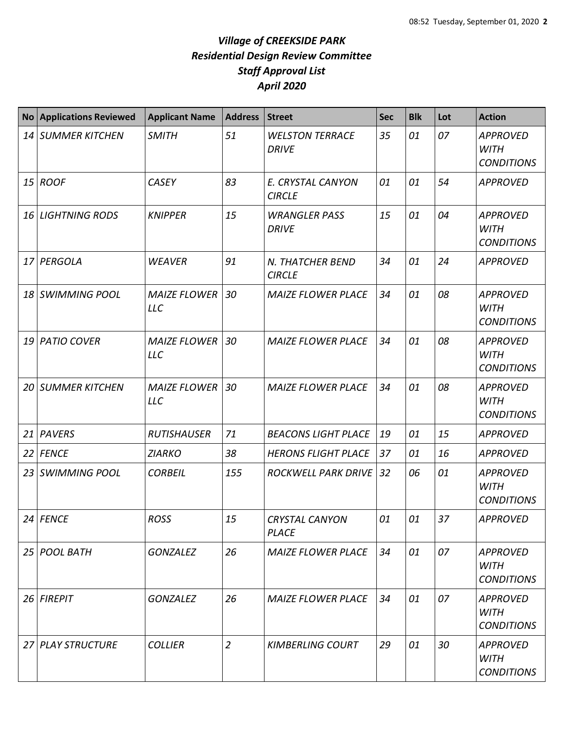# *Village of CREEKSIDE PARK*
## *Residential Design Review Committee*
## *Staff Approval List*
## *April 2020*

| No | Applications Reviewed | Applicant Name | Address | Street | Sec | Blk | Lot | Action |
|---|---|---|---|---|---|---|---|---|
| 14 | SUMMER KITCHEN | SMITH | 51 | WELSTON TERRACE DRIVE | 35 | 01 | 07 | APPROVED WITH CONDITIONS |
| 15 | ROOF | CASEY | 83 | E. CRYSTAL CANYON CIRCLE | 01 | 01 | 54 | APPROVED |
| 16 | LIGHTNING RODS | KNIPPER | 15 | WRANGLER PASS DRIVE | 15 | 01 | 04 | APPROVED WITH CONDITIONS |
| 17 | PERGOLA | WEAVER | 91 | N. THATCHER BEND CIRCLE | 34 | 01 | 24 | APPROVED |
| 18 | SWIMMING POOL | MAIZE FLOWER LLC | 30 | MAIZE FLOWER PLACE | 34 | 01 | 08 | APPROVED WITH CONDITIONS |
| 19 | PATIO COVER | MAIZE FLOWER LLC | 30 | MAIZE FLOWER PLACE | 34 | 01 | 08 | APPROVED WITH CONDITIONS |
| 20 | SUMMER KITCHEN | MAIZE FLOWER LLC | 30 | MAIZE FLOWER PLACE | 34 | 01 | 08 | APPROVED WITH CONDITIONS |
| 21 | PAVERS | RUTISHAUSER | 71 | BEACONS LIGHT PLACE | 19 | 01 | 15 | APPROVED |
| 22 | FENCE | ZIARKO | 38 | HERONS FLIGHT PLACE | 37 | 01 | 16 | APPROVED |
| 23 | SWIMMING POOL | CORBEIL | 155 | ROCKWELL PARK DRIVE | 32 | 06 | 01 | APPROVED WITH CONDITIONS |
| 24 | FENCE | ROSS | 15 | CRYSTAL CANYON PLACE | 01 | 01 | 37 | APPROVED |
| 25 | POOL BATH | GONZALEZ | 26 | MAIZE FLOWER PLACE | 34 | 01 | 07 | APPROVED WITH CONDITIONS |
| 26 | FIREPIT | GONZALEZ | 26 | MAIZE FLOWER PLACE | 34 | 01 | 07 | APPROVED WITH CONDITIONS |
| 27 | PLAY STRUCTURE | COLLIER | 2 | KIMBERLING COURT | 29 | 01 | 30 | APPROVED WITH CONDITIONS |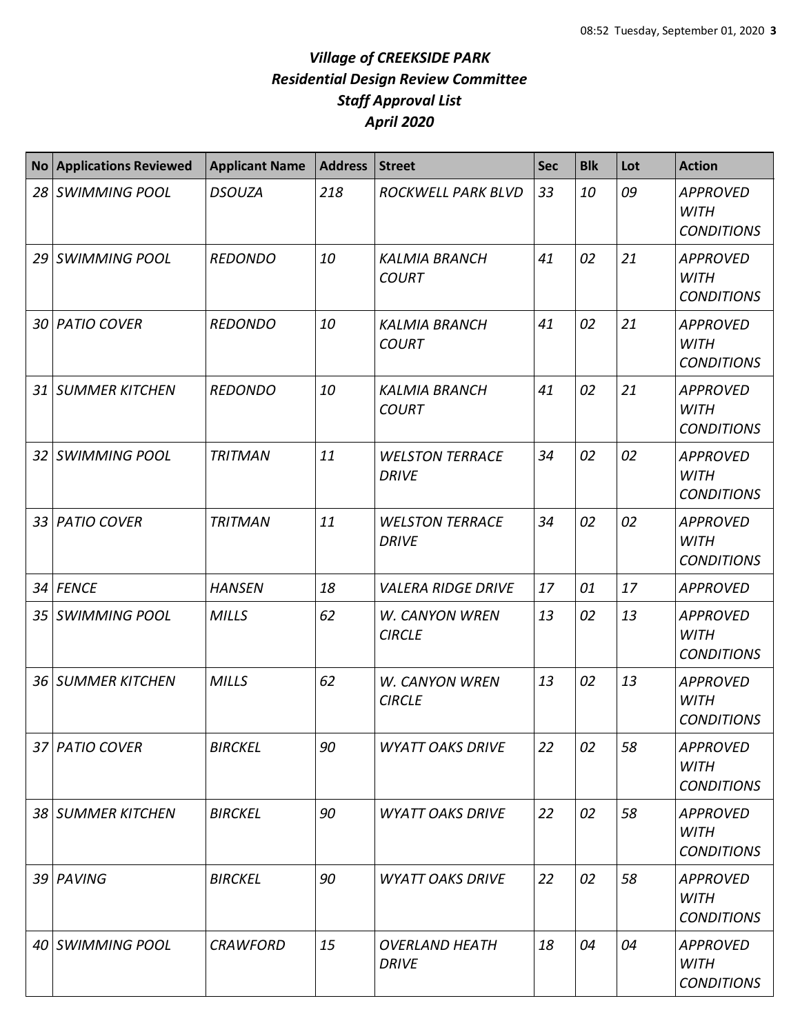# *Village of CREEKSIDE PARK*
## *Residential Design Review Committee*
## *Staff Approval List*
## *April 2020*

| No | Applications Reviewed | Applicant Name | Address | Street | Sec | Blk | Lot | Action |
|---|---|---|---|---|---|---|---|---|
| *28* | *SWIMMING POOL* | *DSOUZA* | *218* | *ROCKWELL PARK BLVD* | *33* | *10* | *09* | *APPROVED WITH CONDITIONS* |
| *29* | *SWIMMING POOL* | *REDONDO* | *10* | *KALMIA BRANCH COURT* | *41* | *02* | *21* | *APPROVED WITH CONDITIONS* |
| *30* | *PATIO COVER* | *REDONDO* | *10* | *KALMIA BRANCH COURT* | *41* | *02* | *21* | *APPROVED WITH CONDITIONS* |
| *31* | *SUMMER KITCHEN* | *REDONDO* | *10* | *KALMIA BRANCH COURT* | *41* | *02* | *21* | *APPROVED WITH CONDITIONS* |
| *32* | *SWIMMING POOL* | *TRITMAN* | *11* | *WELSTON TERRACE DRIVE* | *34* | *02* | *02* | *APPROVED WITH CONDITIONS* |
| *33* | *PATIO COVER* | *TRITMAN* | *11* | *WELSTON TERRACE DRIVE* | *34* | *02* | *02* | *APPROVED WITH CONDITIONS* |
| *34* | *FENCE* | *HANSEN* | *18* | *VALERA RIDGE DRIVE* | *17* | *01* | *17* | *APPROVED* |
| *35* | *SWIMMING POOL* | *MILLS* | *62* | *W. CANYON WREN CIRCLE* | *13* | *02* | *13* | *APPROVED WITH CONDITIONS* |
| *36* | *SUMMER KITCHEN* | *MILLS* | *62* | *W. CANYON WREN CIRCLE* | *13* | *02* | *13* | *APPROVED WITH CONDITIONS* |
| *37* | *PATIO COVER* | *BIRCKEL* | *90* | *WYATT OAKS DRIVE* | *22* | *02* | *58* | *APPROVED WITH CONDITIONS* |
| *38* | *SUMMER KITCHEN* | *BIRCKEL* | *90* | *WYATT OAKS DRIVE* | *22* | *02* | *58* | *APPROVED WITH CONDITIONS* |
| *39* | *PAVING* | *BIRCKEL* | *90* | *WYATT OAKS DRIVE* | *22* | *02* | *58* | *APPROVED WITH CONDITIONS* |
| *40* | *SWIMMING POOL* | *CRAWFORD* | *15* | *OVERLAND HEATH DRIVE* | *18* | *04* | *04* | *APPROVED WITH CONDITIONS* |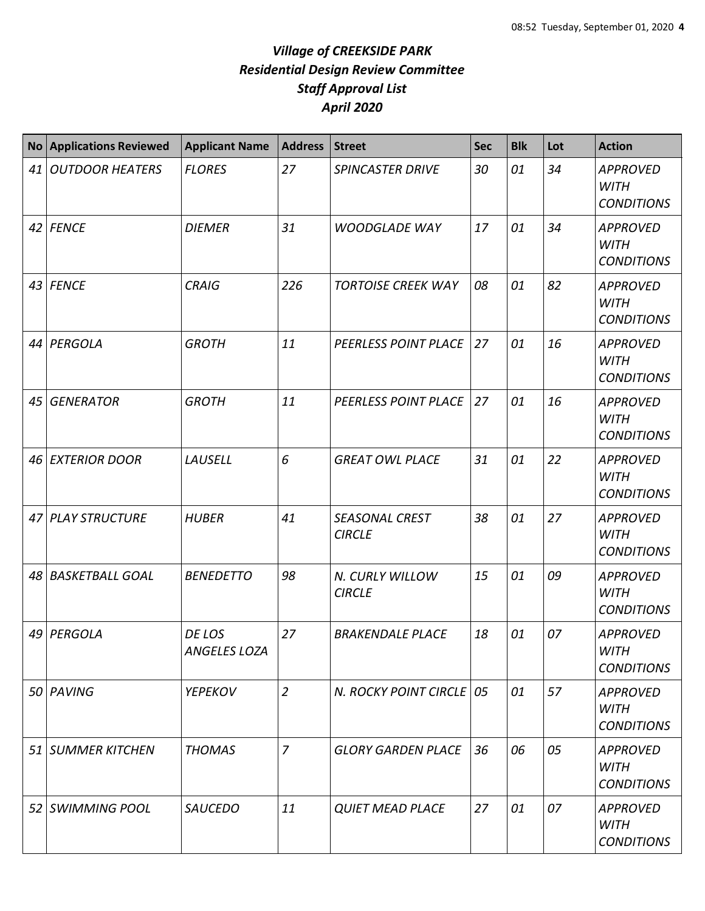# *Village of CREEKSIDE PARK*
## *Residential Design Review Committee*
## *Staff Approval List*
## *April 2020*

| No | Applications Reviewed | Applicant Name | Address | Street | Sec | Blk | Lot | Action |
|---|---|---|---|---|---|---|---|---|
| *41* | *OUTDOOR HEATERS* | *FLORES* | *27* | *SPINCASTER DRIVE* | *30* | *01* | *34* | *APPROVED WITH CONDITIONS* |
| *42* | *FENCE* | *DIEMER* | *31* | *WOODGLADE WAY* | *17* | *01* | *34* | *APPROVED WITH CONDITIONS* |
| *43* | *FENCE* | *CRAIG* | *226* | *TORTOISE CREEK WAY* | *08* | *01* | *82* | *APPROVED WITH CONDITIONS* |
| *44* | *PERGOLA* | *GROTH* | *11* | *PEERLESS POINT PLACE* | *27* | *01* | *16* | *APPROVED WITH CONDITIONS* |
| *45* | *GENERATOR* | *GROTH* | *11* | *PEERLESS POINT PLACE* | *27* | *01* | *16* | *APPROVED WITH CONDITIONS* |
| *46* | *EXTERIOR DOOR* | *LAUSELL* | *6* | *GREAT OWL PLACE* | *31* | *01* | *22* | *APPROVED WITH CONDITIONS* |
| *47* | *PLAY STRUCTURE* | *HUBER* | *41* | *SEASONAL CREST CIRCLE* | *38* | *01* | *27* | *APPROVED WITH CONDITIONS* |
| *48* | *BASKETBALL GOAL* | *BENEDETTO* | *98* | *N. CURLY WILLOW CIRCLE* | *15* | *01* | *09* | *APPROVED WITH CONDITIONS* |
| *49* | *PERGOLA* | *DE LOS ANGELES LOZA* | *27* | *BRAKENDALE PLACE* | *18* | *01* | *07* | *APPROVED WITH CONDITIONS* |
| *50* | *PAVING* | *YEPEKOV* | *2* | *N. ROCKY POINT CIRCLE* | *05* | *01* | *57* | *APPROVED WITH CONDITIONS* |
| *51* | *SUMMER KITCHEN* | *THOMAS* | *7* | *GLORY GARDEN PLACE* | *36* | *06* | *05* | *APPROVED WITH CONDITIONS* |
| *52* | *SWIMMING POOL* | *SAUCEDO* | *11* | *QUIET MEAD PLACE* | *27* | *01* | *07* | *APPROVED WITH CONDITIONS* |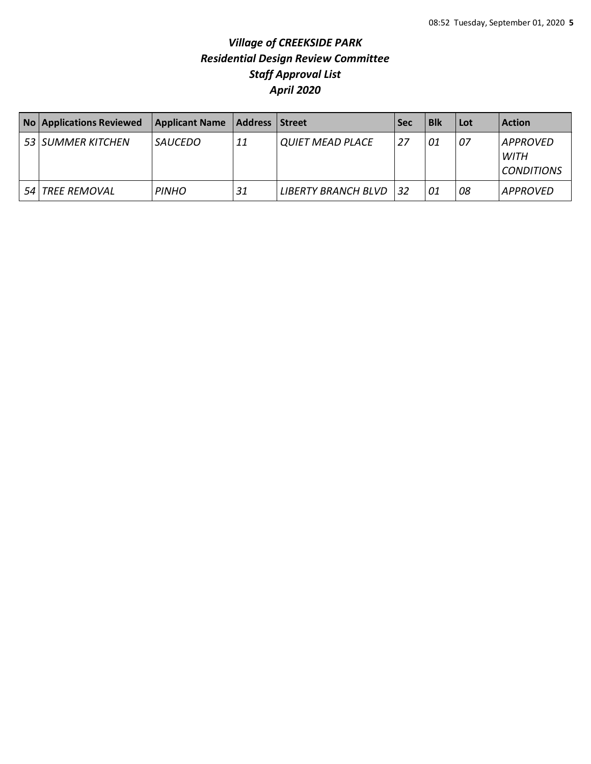# *Village of CREEKSIDE PARK*
## *Residential Design Review Committee*
## *Staff Approval List*
## *April 2020*

| No | Applications Reviewed | Applicant Name | Address | Street | Sec | Blk | Lot | Action |
|---|---|---|---|---|---|---|---|---|
| *53* | *SUMMER KITCHEN* | *SAUCEDO* | *11* | *QUIET MEAD PLACE* | *27* | *01* | *07* | *APPROVED WITH CONDITIONS* |
| *54* | *TREE REMOVAL* | *PINHO* | *31* | *LIBERTY BRANCH BLVD* | *32* | *01* | *08* | *APPROVED* |